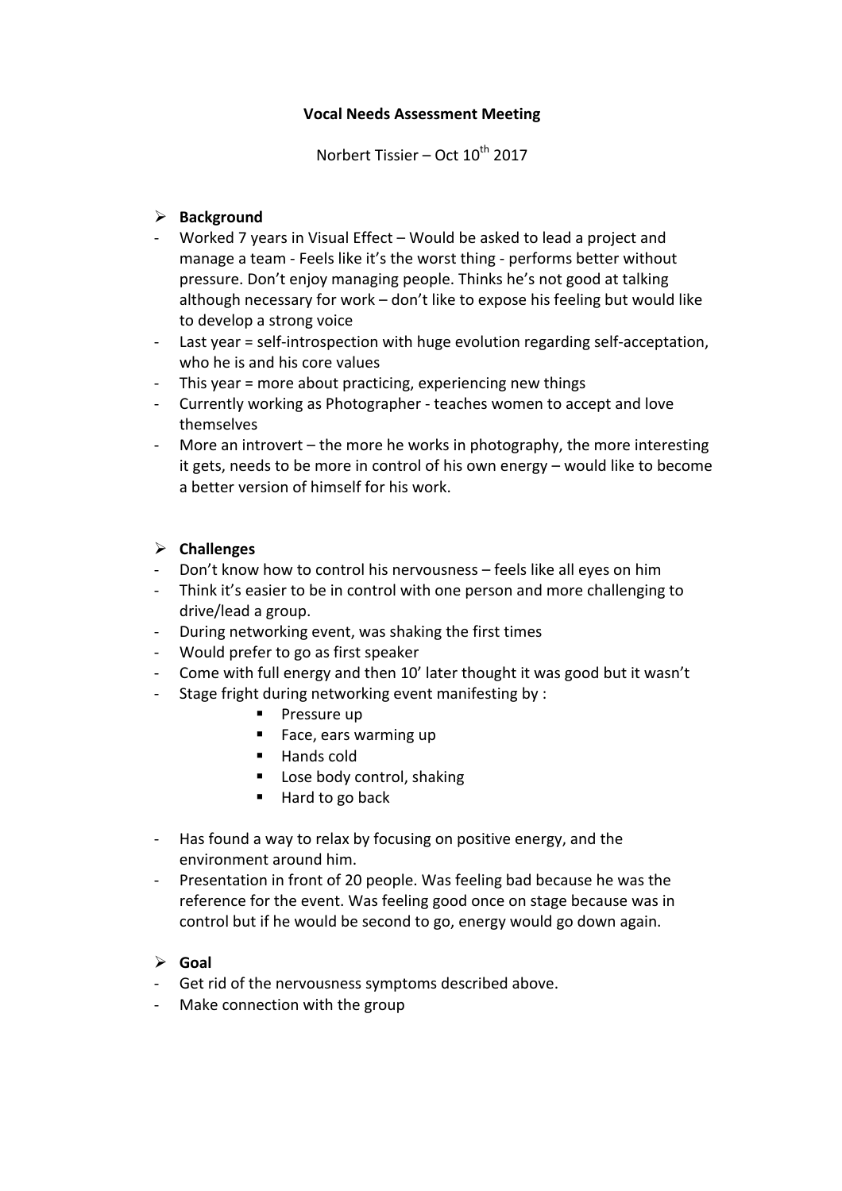# Vocal Needs Assessment Meeting

Norbert Tissier – Oct 10th 2017

## Background

- Worked 7 years in Visual Effect – Would be asked to lead a project and manage a team - Feels like it's the worst thing - performs better without pressure. Don't enjoy managing people. Thinks he's not good at talking although necessary for work – don't like to expose his feeling but would like to develop a strong voice
- Last year = self-introspection with huge evolution regarding self-acceptation, who he is and his core values
- This year = more about practicing, experiencing new things
- Currently working as Photographer - teaches women to accept and love themselves
- More an introvert – the more he works in photography, the more interesting it gets, needs to be more in control of his own energy – would like to become a better version of himself for his work.

## Challenges

- Don't know how to control his nervousness – feels like all eyes on him
- Think it's easier to be in control with one person and more challenging to drive/lead a group.
- During networking event, was shaking the first times
- Would prefer to go as first speaker
- Come with full energy and then 10' later thought it was good but it wasn't
- Stage fright during networking event manifesting by :
  - Pressure up
  - Face, ears warming up
  - Hands cold
  - Lose body control, shaking
  - Hard to go back
- Has found a way to relax by focusing on positive energy, and the environment around him.
- Presentation in front of 20 people. Was feeling bad because he was the reference for the event. Was feeling good once on stage because was in control but if he would be second to go, energy would go down again.

## Goal

- Get rid of the nervousness symptoms described above.
- Make connection with the group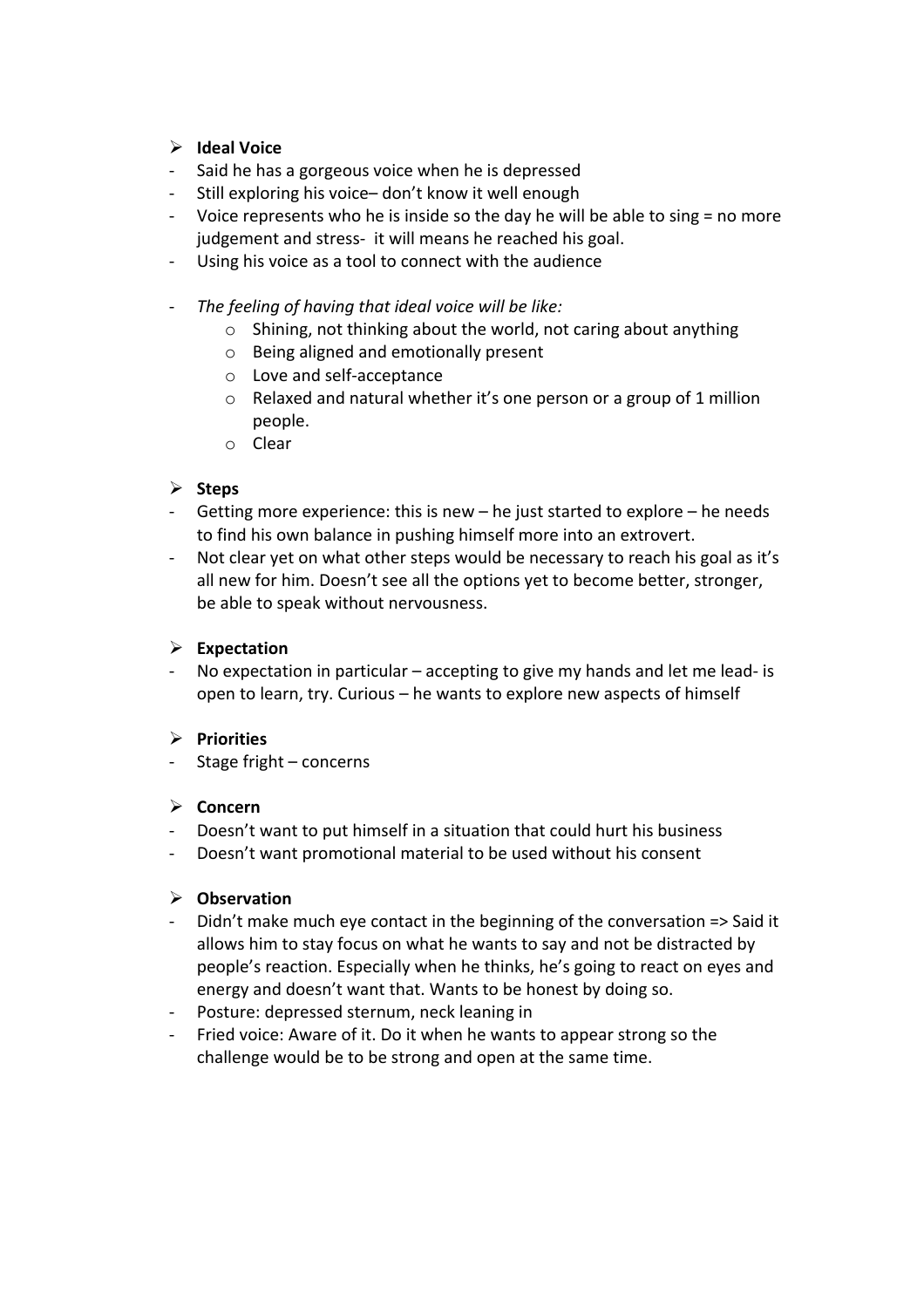- **Ideal Voice**
  - Said he has a gorgeous voice when he is depressed
  - Still exploring his voice– don't know it well enough
  - Voice represents who he is inside so the day he will be able to sing = no more judgement and stress- it will means he reached his goal.
  - Using his voice as a tool to connect with the audience
  - *The feeling of having that ideal voice will be like:*
    - Shining, not thinking about the world, not caring about anything
    - Being aligned and emotionally present
    - Love and self-acceptance
    - Relaxed and natural whether it's one person or a group of 1 million people.
    - Clear

- **Steps**
  - Getting more experience: this is new – he just started to explore – he needs to find his own balance in pushing himself more into an extrovert.
  - Not clear yet on what other steps would be necessary to reach his goal as it's all new for him. Doesn't see all the options yet to become better, stronger, be able to speak without nervousness.

- **Expectation**
  - No expectation in particular – accepting to give my hands and let me lead- is open to learn, try. Curious – he wants to explore new aspects of himself

- **Priorities**
  - Stage fright – concerns

- **Concern**
  - Doesn't want to put himself in a situation that could hurt his business
  - Doesn't want promotional material to be used without his consent

- **Observation**
  - Didn't make much eye contact in the beginning of the conversation => Said it allows him to stay focus on what he wants to say and not be distracted by people's reaction. Especially when he thinks, he's going to react on eyes and energy and doesn't want that. Wants to be honest by doing so.
  - Posture: depressed sternum, neck leaning in
  - Fried voice: Aware of it. Do it when he wants to appear strong so the challenge would be to be strong and open at the same time.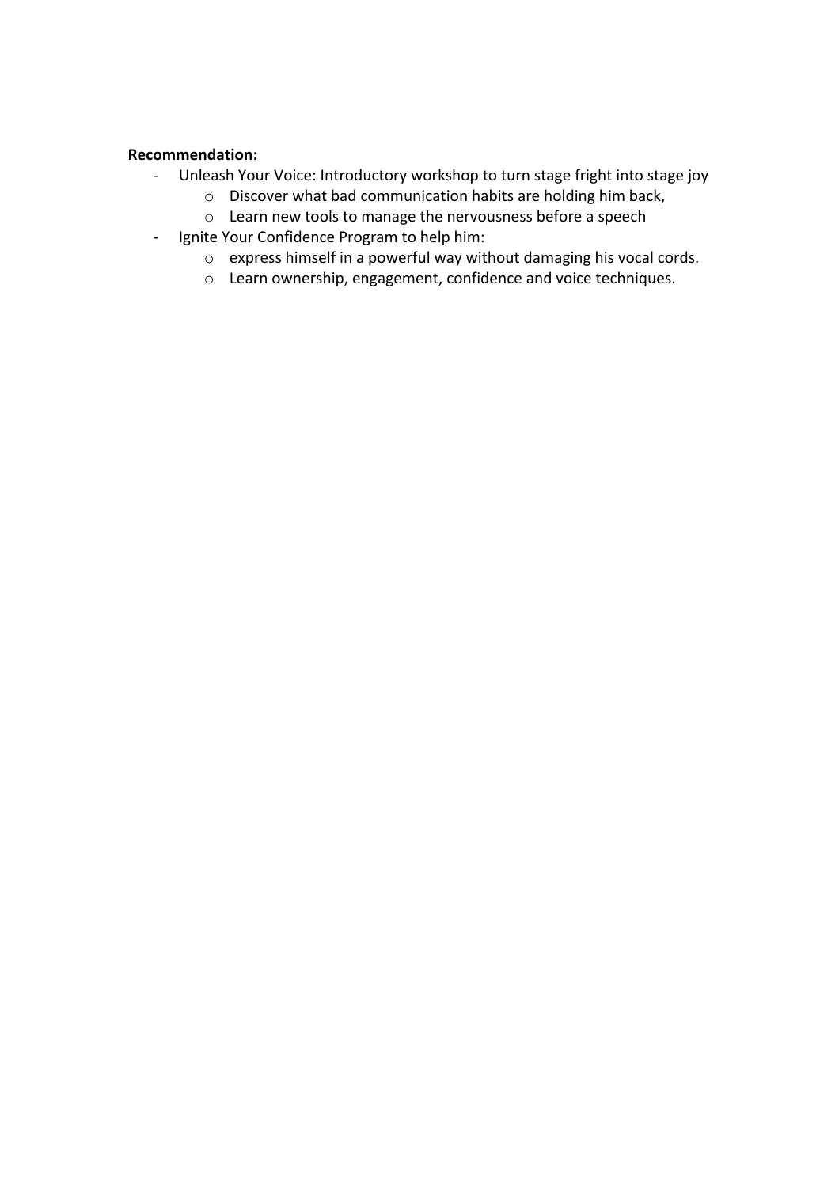**Recommendation:**

- Unleash Your Voice: Introductory workshop to turn stage fright into stage joy
  - Discover what bad communication habits are holding him back,
  - Learn new tools to manage the nervousness before a speech
- Ignite Your Confidence Program to help him:
  - express himself in a powerful way without damaging his vocal cords.
  - Learn ownership, engagement, confidence and voice techniques.